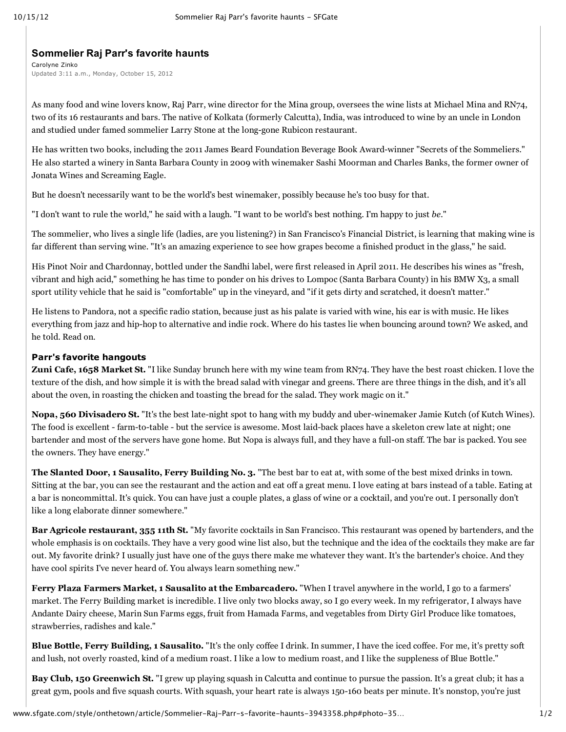# Sommelier Raj Parr's favorite haunts

Carolyne Zinko

Updated 3:11 a.m., Monday, October 15, 2012

As many food and wine lovers know, Raj Parr, wine director for the Mina group, oversees the wine lists at Michael Mina and RN74, two of its 16 restaurants and bars. The native of Kolkata (formerly Calcutta), India, was introduced to wine by an uncle in London and studied under famed sommelier Larry Stone at the long-gone Rubicon restaurant.

He has written two books, including the 2011 James Beard Foundation Beverage Book Award-winner "Secrets of the Sommeliers." He also started a winery in Santa Barbara County in 2009 with winemaker Sashi Moorman and Charles Banks, the former owner of Jonata Wines and Screaming Eagle.

But he doesn't necessarily want to be the world's best winemaker, possibly because he's too busy for that.

"I don't want to rule the world," he said with a laugh. "I want to be world's best nothing. I'm happy to just *be*."

The sommelier, who lives a single life (ladies, are you listening?) in San Francisco's Financial District, is learning that making wine is far different than serving wine. "It's an amazing experience to see how grapes become a finished product in the glass," he said.

His Pinot Noir and Chardonnay, bottled under the Sandhi label, were first released in April 2011. He describes his wines as "fresh, vibrant and high acid," something he has time to ponder on his drives to Lompoc (Santa Barbara County) in his BMW X3, a small sport utility vehicle that he said is "comfortable" up in the vineyard, and "if it gets dirty and scratched, it doesn't matter."

He listens to Pandora, not a specific radio station, because just as his palate is varied with wine, his ear is with music. He likes everything from jazz and hip-hop to alternative and indie rock. Where do his tastes lie when bouncing around town? We asked, and he told. Read on.

### Parr's favorite hangouts

**Zuni Cafe, 1658 Market St.** "I like Sunday brunch here with my wine team from RN74. They have the best roast chicken. I love the texture of the dish, and how simple it is with the bread salad with vinegar and greens. There are three things in the dish, and it's all about the oven, in roasting the chicken and toasting the bread for the salad. They work magic on it."

**Nopa, 560 Divisadero St.** "It's the best late-night spot to hang with my buddy and uber-winemaker Jamie Kutch (of Kutch Wines). The food is excellent - farm-to-table - but the service is awesome. Most laid-back places have a skeleton crew late at night; one bartender and most of the servers have gone home. But Nopa is always full, and they have a full-on staff. The bar is packed. You see the owners. They have energy."

**The Slanted Door, 1 Sausalito, Ferry Building No. 3.** "The best bar to eat at, with some of the best mixed drinks in town. Sitting at the bar, you can see the restaurant and the action and eat off a great menu. I love eating at bars instead of a table. Eating at a bar is noncommittal. It's quick. You can have just a couple plates, a glass of wine or a cocktail, and you're out. I personally don't like a long elaborate dinner somewhere."

**Bar Agricole restaurant, 355 11th St.** "My favorite cocktails in San Francisco. This restaurant was opened by bartenders, and the whole emphasis is on cocktails. They have a very good wine list also, but the technique and the idea of the cocktails they make are far out. My favorite drink? I usually just have one of the guys there make me whatever they want. It's the bartender's choice. And they have cool spirits I've never heard of. You always learn something new."

**Ferry Plaza Farmers Market, 1 Sausalito at the Embarcadero.** "When I travel anywhere in the world, I go to a farmers' market. The Ferry Building market is incredible. I live only two blocks away, so I go every week. In my refrigerator, I always have Andante Dairy cheese, Marin Sun Farms eggs, fruit from Hamada Farms, and vegetables from Dirty Girl Produce like tomatoes, strawberries, radishes and kale."

**Blue Bottle, Ferry Building, 1 Sausalito.** "It's the only coffee I drink. In summer, I have the iced coffee. For me, it's pretty soft and lush, not overly roasted, kind of a medium roast. I like a low to medium roast, and I like the suppleness of Blue Bottle."

**Bay Club, 150 Greenwich St.** "I grew up playing squash in Calcutta and continue to pursue the passion. It's a great club; it has a great gym, pools and five squash courts. With squash, your heart rate is always 150-160 beats per minute. It's nonstop, you're just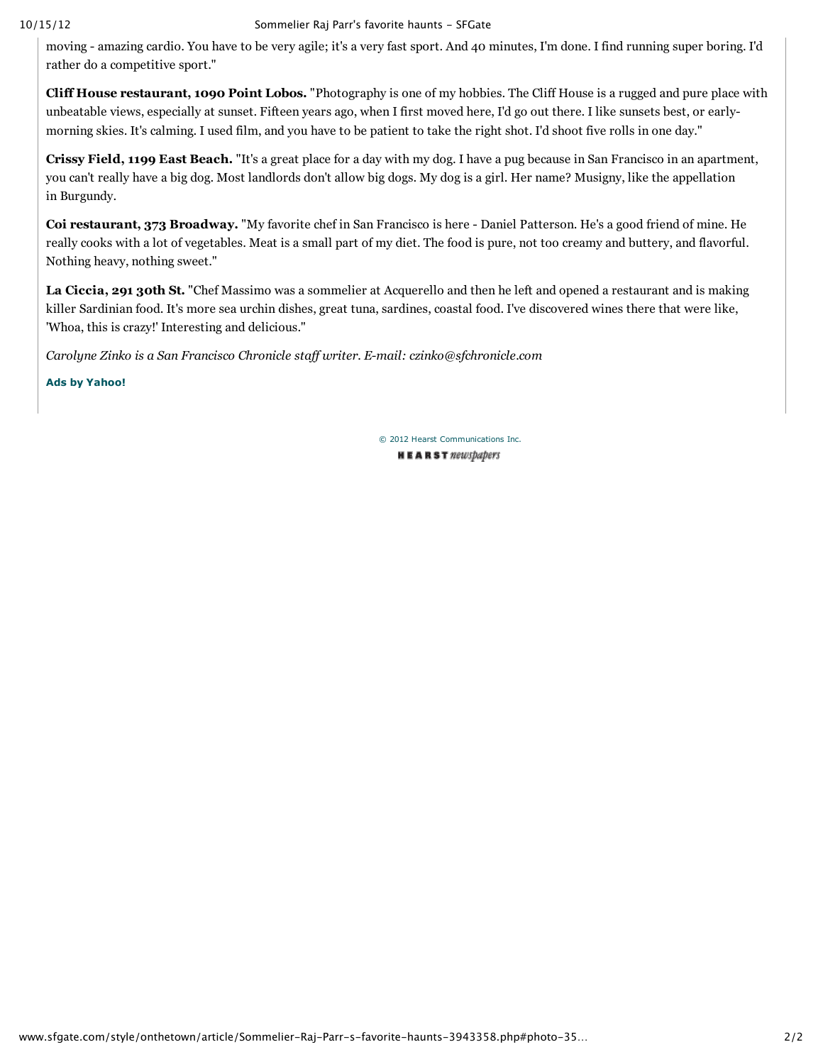moving - amazing cardio. You have to be very agile; it's a very fast sport. And 40 minutes, I'm done. I find running super boring. I'd rather do a competitive sport."

**Cliff House restaurant, 1090 Point Lobos.** "Photography is one of my hobbies. The Cliff House is a rugged and pure place with unbeatable views, especially at sunset. Fifteen years ago, when I first moved here, I'd go out there. I like sunsets best, or early-morning skies. It's calming. I used film, and you have to be patient to take the right shot. I'd shoot five rolls in one day."

**Crissy Field, 1199 East Beach.** "It's a great place for a day with my dog. I have a pug because in San Francisco in an apartment, you can't really have a big dog. Most landlords don't allow big dogs. My dog is a girl. Her name? Musigny, like the appellation in Burgundy.

**Coi restaurant, 373 Broadway.** "My favorite chef in San Francisco is here - Daniel Patterson. He's a good friend of mine. He really cooks with a lot of vegetables. Meat is a small part of my diet. The food is pure, not too creamy and buttery, and flavorful. Nothing heavy, nothing sweet."

**La Ciccia, 291 30th St.** "Chef Massimo was a sommelier at Acquerello and then he left and opened a restaurant and is making killer Sardinian food. It's more sea urchin dishes, great tuna, sardines, coastal food. I've discovered wines there that were like, 'Whoa, this is crazy!' Interesting and delicious."

*Carolyne Zinko is a San Francisco Chronicle staff writer. E-mail: czinko@sfchronicle.com*

**Ads by Yahoo!**

© 2012 Hearst Communications Inc.

HEARST newspapers